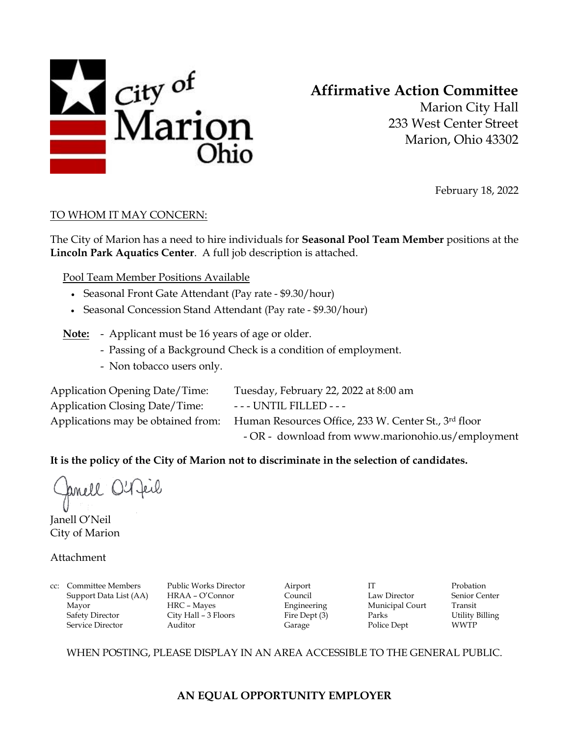City of Marion Ohio

## Affirmative Action Committee

Marion City Hall
233 West Center Street
Marion, Ohio 43302

February 18, 2022

TO WHOM IT MAY CONCERN:

The City of Marion has a need to hire individuals for **Seasonal Pool Team Member** positions at the **Lincoln Park Aquatics Center**. A full job description is attached.

Pool Team Member Positions Available

- Seasonal Front Gate Attendant (Pay rate - $9.30/hour)
- Seasonal Concession Stand Attendant (Pay rate - $9.30/hour)

**Note:**
- Applicant must be 16 years of age or older.
- Passing of a Background Check is a condition of employment.
- Non tobacco users only.

Application Opening Date/Time: Tuesday, February 22, 2022 at 8:00 am
Application Closing Date/Time: - - - UNTIL FILLED - - -
Applications may be obtained from: Human Resources Office, 233 W. Center St., 3rd floor
- OR - download from www.marionohio.us/employment

**It is the policy of the City of Marion not to discriminate in the selection of candidates.**

Janell O'Neil
City of Marion

Attachment

cc: Committee Members, Support Data List (AA), Mayor, Safety Director, Service Director, Public Works Director, HRAA – O'Connor, HRC – Mayes, City Hall – 3 Floors, Auditor, Airport, Council, Engineering, Fire Dept (3), Garage, IT, Law Director, Municipal Court, Parks, Police Dept, Probation, Senior Center, Transit, Utility Billing, WWTP

WHEN POSTING, PLEASE DISPLAY IN AN AREA ACCESSIBLE TO THE GENERAL PUBLIC.

**AN EQUAL OPPORTUNITY EMPLOYER**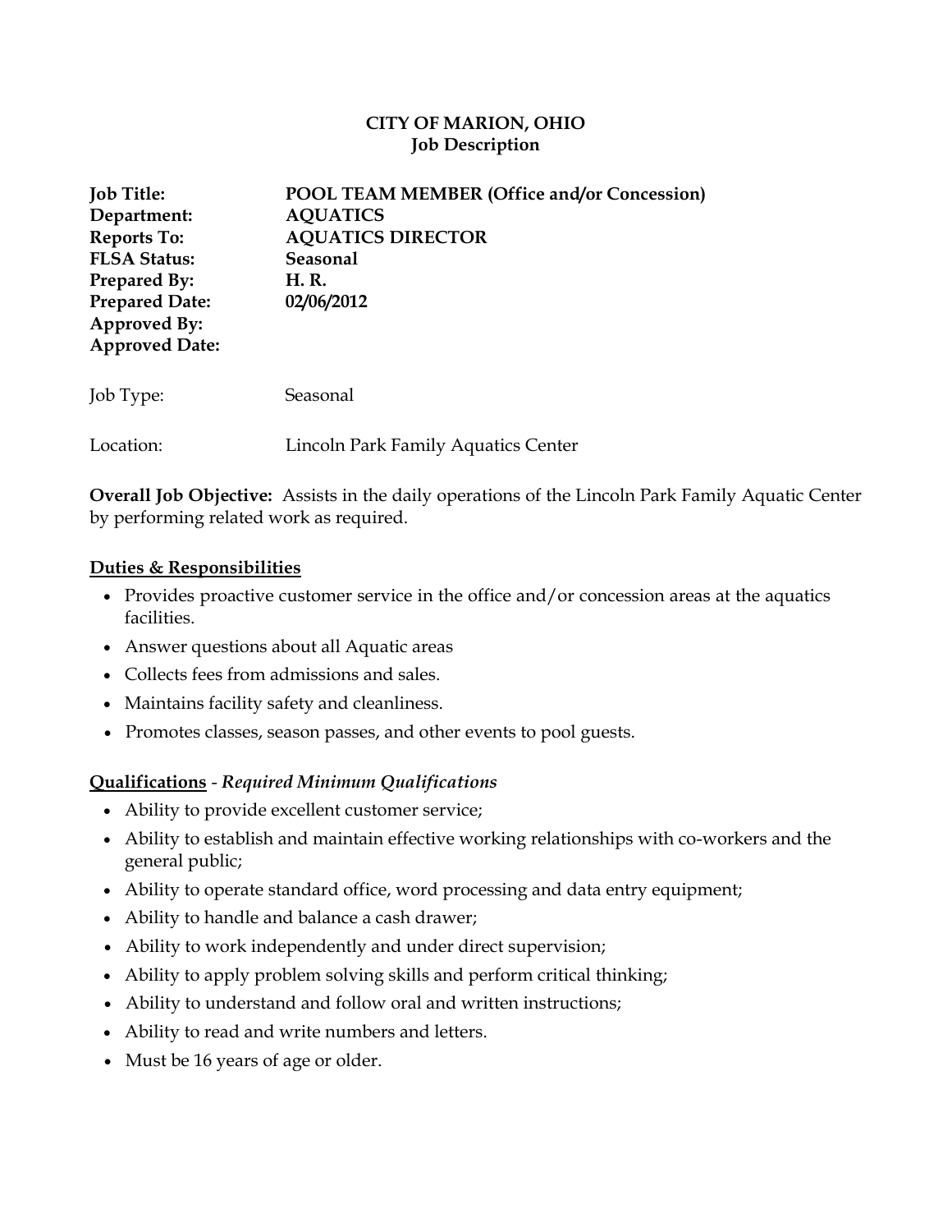**CITY OF MARION, OHIO**
**Job Description**

**Job Title:** **POOL TEAM MEMBER (Office and/or Concession)**
**Department:** **AQUATICS**
**Reports To:** **AQUATICS DIRECTOR**
**FLSA Status:** **Seasonal**
**Prepared By:** **H. R.**
**Prepared Date:** **02/06/2012**
**Approved By:**
**Approved Date:**

Job Type: Seasonal

Location: Lincoln Park Family Aquatics Center

**Overall Job Objective:** Assists in the daily operations of the Lincoln Park Family Aquatic Center by performing related work as required.

**Duties & Responsibilities**

- Provides proactive customer service in the office and/or concession areas at the aquatics facilities.
- Answer questions about all Aquatic areas
- Collects fees from admissions and sales.
- Maintains facility safety and cleanliness.
- Promotes classes, season passes, and other events to pool guests.

**Qualifications** - ***Required Minimum Qualifications***

- Ability to provide excellent customer service;
- Ability to establish and maintain effective working relationships with co-workers and the general public;
- Ability to operate standard office, word processing and data entry equipment;
- Ability to handle and balance a cash drawer;
- Ability to work independently and under direct supervision;
- Ability to apply problem solving skills and perform critical thinking;
- Ability to understand and follow oral and written instructions;
- Ability to read and write numbers and letters.
- Must be 16 years of age or older.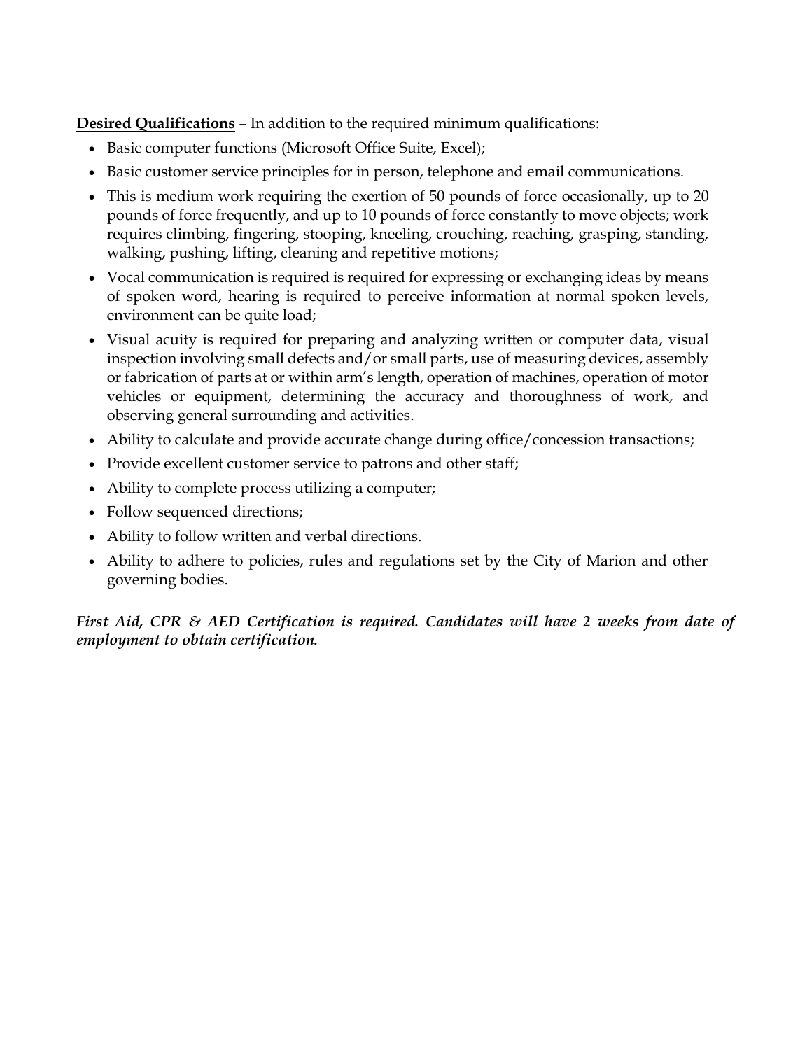**Desired Qualifications** – In addition to the required minimum qualifications:

- Basic computer functions (Microsoft Office Suite, Excel);
- Basic customer service principles for in person, telephone and email communications.
- This is medium work requiring the exertion of 50 pounds of force occasionally, up to 20 pounds of force frequently, and up to 10 pounds of force constantly to move objects; work requires climbing, fingering, stooping, kneeling, crouching, reaching, grasping, standing, walking, pushing, lifting, cleaning and repetitive motions;
- Vocal communication is required is required for expressing or exchanging ideas by means of spoken word, hearing is required to perceive information at normal spoken levels, environment can be quite load;
- Visual acuity is required for preparing and analyzing written or computer data, visual inspection involving small defects and/or small parts, use of measuring devices, assembly or fabrication of parts at or within arm's length, operation of machines, operation of motor vehicles or equipment, determining the accuracy and thoroughness of work, and observing general surrounding and activities.
- Ability to calculate and provide accurate change during office/concession transactions;
- Provide excellent customer service to patrons and other staff;
- Ability to complete process utilizing a computer;
- Follow sequenced directions;
- Ability to follow written and verbal directions.
- Ability to adhere to policies, rules and regulations set by the City of Marion and other governing bodies.

***First Aid, CPR & AED Certification is required. Candidates will have 2 weeks from date of employment to obtain certification.***